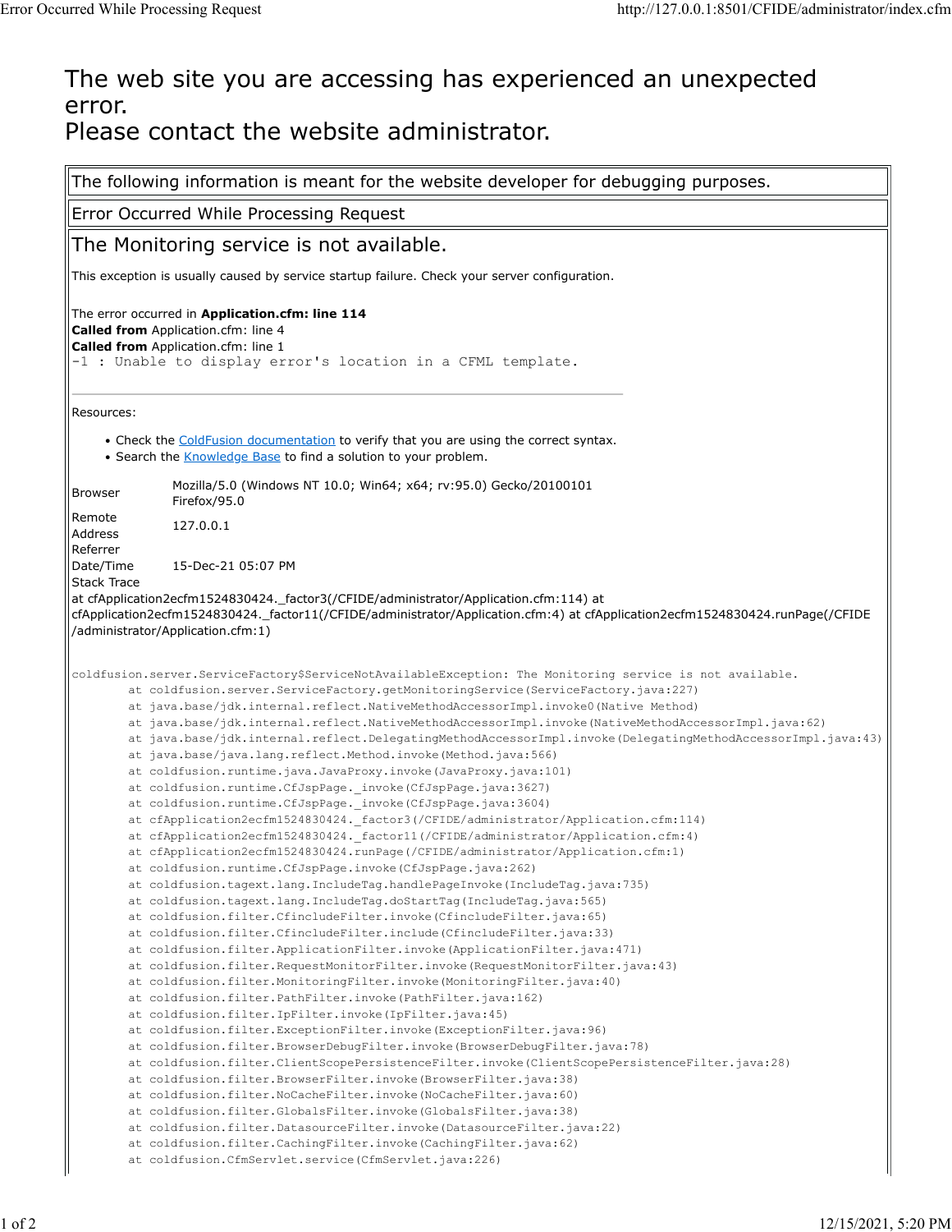# The web site you are accessing has experienced an unexpected error.
# Please contact the website administrator.

The following information is meant for the website developer for debugging purposes.

Error Occurred While Processing Request

## The Monitoring service is not available.

This exception is usually caused by service startup failure. Check your server configuration.

The error occurred in **Application.cfm: line 114**
**Called from** Application.cfm: line 4
**Called from** Application.cfm: line 1

```
-1 : Unable to display error's location in a CFML template.
```

---

Resources:

- Check the ColdFusion documentation to verify that you are using the correct syntax.
- Search the Knowledge Base to find a solution to your problem.

| | |
|---|---|
| Browser | Mozilla/5.0 (Windows NT 10.0; Win64; x64; rv:95.0) Gecko/20100101 Firefox/95.0 |
| Remote Address | 127.0.0.1 |
| Referrer | |
| Date/Time | 15-Dec-21 05:07 PM |

Stack Trace
at cfApplication2ecfm1524830424._factor3(/CFIDE/administrator/Application.cfm:114) at cfApplication2ecfm1524830424._factor11(/CFIDE/administrator/Application.cfm:4) at cfApplication2ecfm1524830424.runPage(/CFIDE/administrator/Application.cfm:1)

```
coldfusion.server.ServiceFactory$ServiceNotAvailableException: The Monitoring service is not available.
	at coldfusion.server.ServiceFactory.getMonitoringService(ServiceFactory.java:227)
	at java.base/jdk.internal.reflect.NativeMethodAccessorImpl.invoke0(Native Method)
	at java.base/jdk.internal.reflect.NativeMethodAccessorImpl.invoke(NativeMethodAccessorImpl.java:62)
	at java.base/jdk.internal.reflect.DelegatingMethodAccessorImpl.invoke(DelegatingMethodAccessorImpl.java:43)
	at java.base/java.lang.reflect.Method.invoke(Method.java:566)
	at coldfusion.runtime.java.JavaProxy.invoke(JavaProxy.java:101)
	at coldfusion.runtime.CfJspPage._invoke(CfJspPage.java:3627)
	at coldfusion.runtime.CfJspPage._invoke(CfJspPage.java:3604)
	at cfApplication2ecfm1524830424._factor3(/CFIDE/administrator/Application.cfm:114)
	at cfApplication2ecfm1524830424._factor11(/CFIDE/administrator/Application.cfm:4)
	at cfApplication2ecfm1524830424.runPage(/CFIDE/administrator/Application.cfm:1)
	at coldfusion.runtime.CfJspPage.invoke(CfJspPage.java:262)
	at coldfusion.tagext.lang.IncludeTag.handlePageInvoke(IncludeTag.java:735)
	at coldfusion.tagext.lang.IncludeTag.doStartTag(IncludeTag.java:565)
	at coldfusion.filter.CfincludeFilter.invoke(CfincludeFilter.java:65)
	at coldfusion.filter.CfincludeFilter.include(CfincludeFilter.java:33)
	at coldfusion.filter.ApplicationFilter.invoke(ApplicationFilter.java:471)
	at coldfusion.filter.RequestMonitorFilter.invoke(RequestMonitorFilter.java:43)
	at coldfusion.filter.MonitoringFilter.invoke(MonitoringFilter.java:40)
	at coldfusion.filter.PathFilter.invoke(PathFilter.java:162)
	at coldfusion.filter.IpFilter.invoke(IpFilter.java:45)
	at coldfusion.filter.ExceptionFilter.invoke(ExceptionFilter.java:96)
	at coldfusion.filter.BrowserDebugFilter.invoke(BrowserDebugFilter.java:78)
	at coldfusion.filter.ClientScopePersistenceFilter.invoke(ClientScopePersistenceFilter.java:28)
	at coldfusion.filter.BrowserFilter.invoke(BrowserFilter.java:38)
	at coldfusion.filter.NoCacheFilter.invoke(NoCacheFilter.java:60)
	at coldfusion.filter.GlobalsFilter.invoke(GlobalsFilter.java:38)
	at coldfusion.filter.DatasourceFilter.invoke(DatasourceFilter.java:22)
	at coldfusion.filter.CachingFilter.invoke(CachingFilter.java:62)
	at coldfusion.CfmServlet.service(CfmServlet.java:226)
```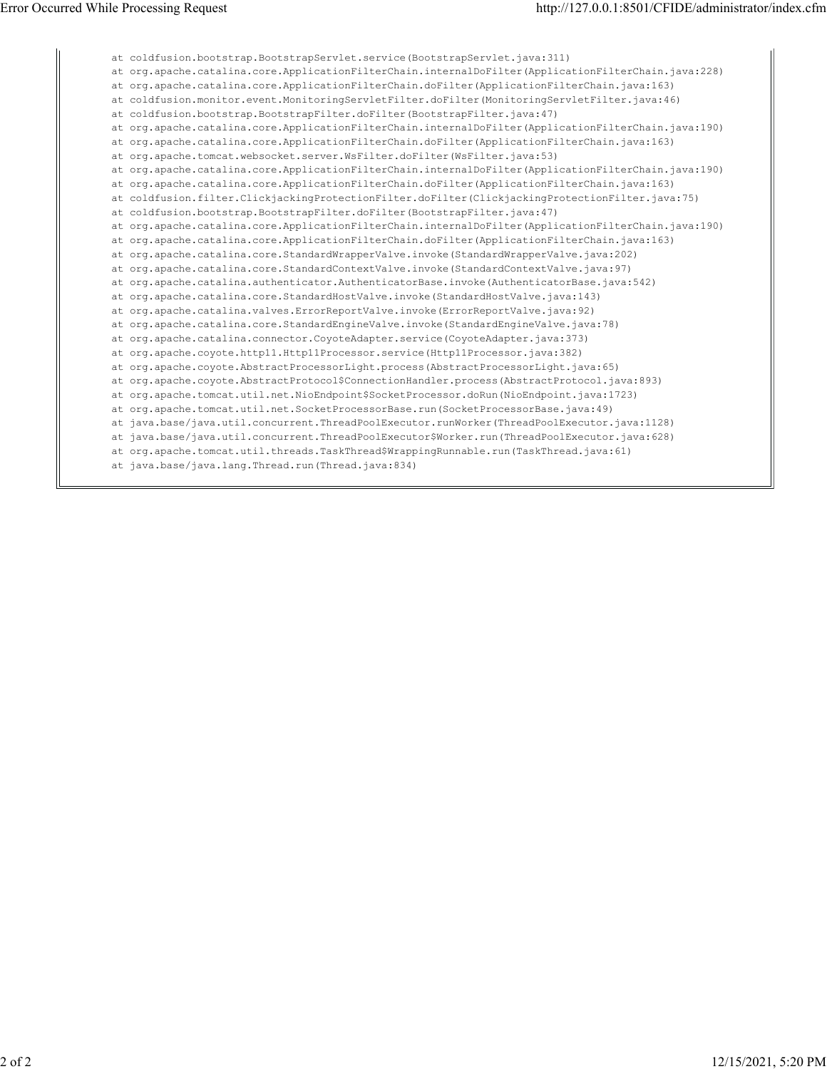```
at coldfusion.bootstrap.BootstrapServlet.service(BootstrapServlet.java:311)
at org.apache.catalina.core.ApplicationFilterChain.internalDoFilter(ApplicationFilterChain.java:228)
at org.apache.catalina.core.ApplicationFilterChain.doFilter(ApplicationFilterChain.java:163)
at coldfusion.monitor.event.MonitoringServletFilter.doFilter(MonitoringServletFilter.java:46)
at coldfusion.bootstrap.BootstrapFilter.doFilter(BootstrapFilter.java:47)
at org.apache.catalina.core.ApplicationFilterChain.internalDoFilter(ApplicationFilterChain.java:190)
at org.apache.catalina.core.ApplicationFilterChain.doFilter(ApplicationFilterChain.java:163)
at org.apache.tomcat.websocket.server.WsFilter.doFilter(WsFilter.java:53)
at org.apache.catalina.core.ApplicationFilterChain.internalDoFilter(ApplicationFilterChain.java:190)
at org.apache.catalina.core.ApplicationFilterChain.doFilter(ApplicationFilterChain.java:163)
at coldfusion.filter.ClickjackingProtectionFilter.doFilter(ClickjackingProtectionFilter.java:75)
at coldfusion.bootstrap.BootstrapFilter.doFilter(BootstrapFilter.java:47)
at org.apache.catalina.core.ApplicationFilterChain.internalDoFilter(ApplicationFilterChain.java:190)
at org.apache.catalina.core.ApplicationFilterChain.doFilter(ApplicationFilterChain.java:163)
at org.apache.catalina.core.StandardWrapperValve.invoke(StandardWrapperValve.java:202)
at org.apache.catalina.core.StandardContextValve.invoke(StandardContextValve.java:97)
at org.apache.catalina.authenticator.AuthenticatorBase.invoke(AuthenticatorBase.java:542)
at org.apache.catalina.core.StandardHostValve.invoke(StandardHostValve.java:143)
at org.apache.catalina.valves.ErrorReportValve.invoke(ErrorReportValve.java:92)
at org.apache.catalina.core.StandardEngineValve.invoke(StandardEngineValve.java:78)
at org.apache.catalina.connector.CoyoteAdapter.service(CoyoteAdapter.java:373)
at org.apache.coyote.http11.Http11Processor.service(Http11Processor.java:382)
at org.apache.coyote.AbstractProcessorLight.process(AbstractProcessorLight.java:65)
at org.apache.coyote.AbstractProtocol$ConnectionHandler.process(AbstractProtocol.java:893)
at org.apache.tomcat.util.net.NioEndpoint$SocketProcessor.doRun(NioEndpoint.java:1723)
at org.apache.tomcat.util.net.SocketProcessorBase.run(SocketProcessorBase.java:49)
at java.base/java.util.concurrent.ThreadPoolExecutor.runWorker(ThreadPoolExecutor.java:1128)
at java.base/java.util.concurrent.ThreadPoolExecutor$Worker.run(ThreadPoolExecutor.java:628)
at org.apache.tomcat.util.threads.TaskThread$WrappingRunnable.run(TaskThread.java:61)
at java.base/java.lang.Thread.run(Thread.java:834)
```